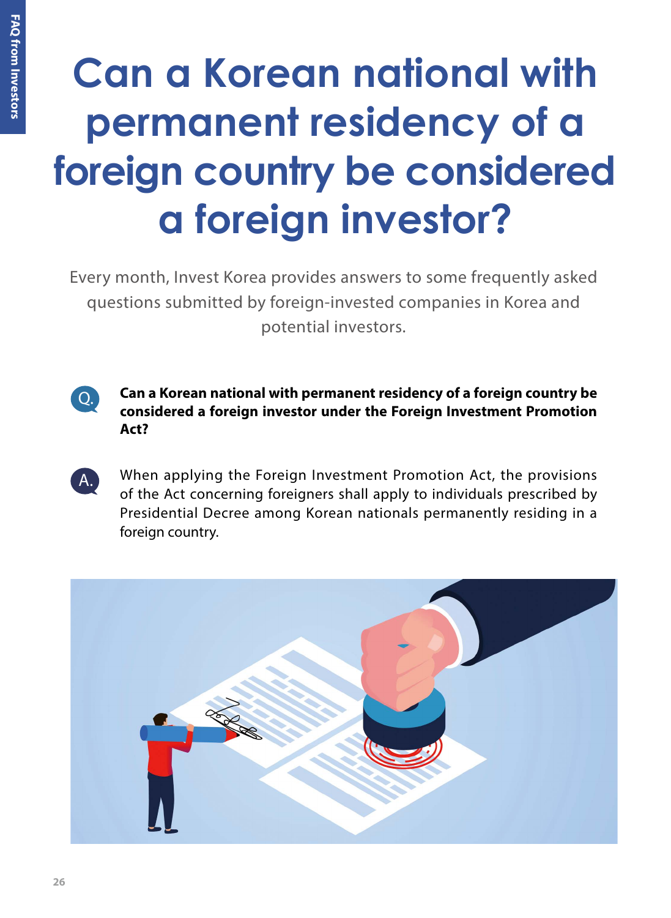# Can a Korean national with permanent residency of a foreign country be considered a foreign investor?

Every month, Invest Korea provides answers to some frequently asked questions submitted by foreign-invested companies in Korea and potential investors.

**Q.** **Can a Korean national with permanent residency of a foreign country be considered a foreign investor under the Foreign Investment Promotion Act?**

**A.** When applying the Foreign Investment Promotion Act, the provisions of the Act concerning foreigners shall apply to individuals prescribed by Presidential Decree among Korean nationals permanently residing in a foreign country.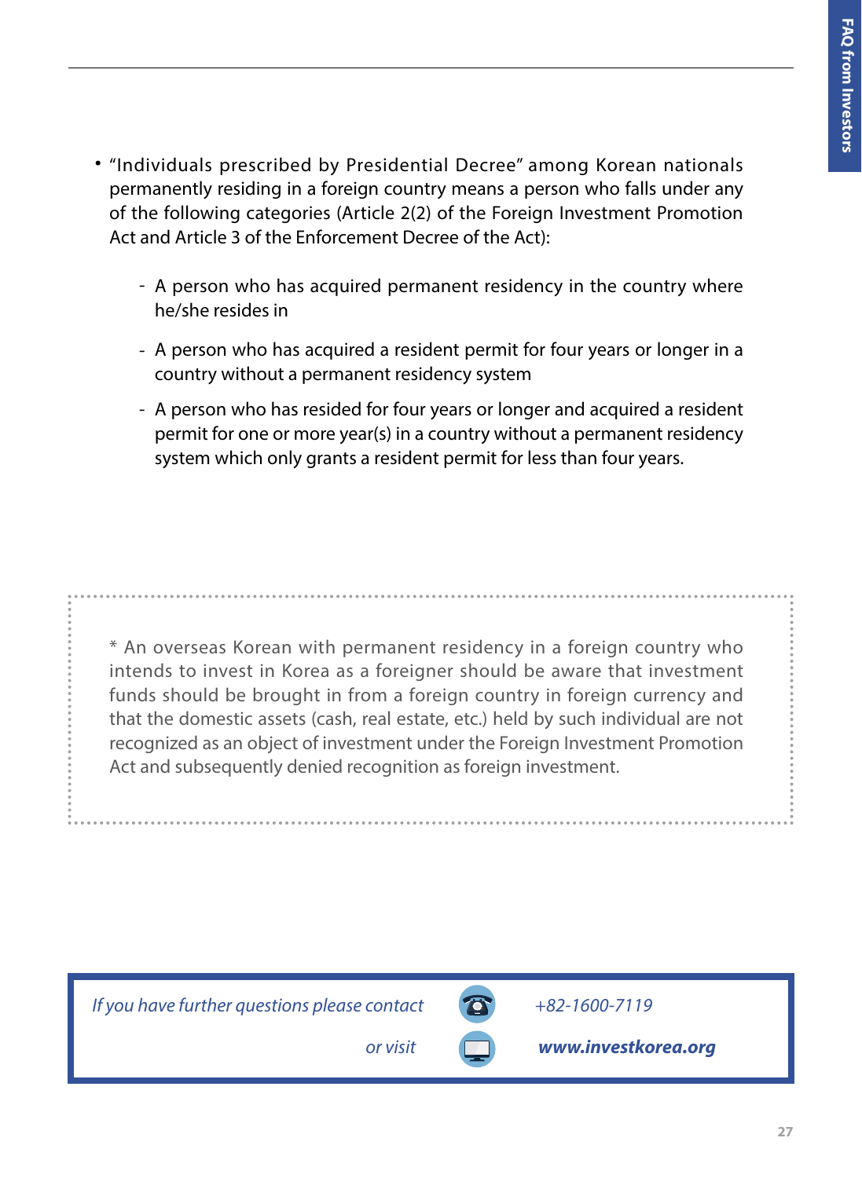- "Individuals prescribed by Presidential Decree" among Korean nationals permanently residing in a foreign country means a person who falls under any of the following categories (Article 2(2) of the Foreign Investment Promotion Act and Article 3 of the Enforcement Decree of the Act):

  - A person who has acquired permanent residency in the country where he/she resides in
  - A person who has acquired a resident permit for four years or longer in a country without a permanent residency system
  - A person who has resided for four years or longer and acquired a resident permit for one or more year(s) in a country without a permanent residency system which only grants a resident permit for less than four years.

> * An overseas Korean with permanent residency in a foreign country who intends to invest in Korea as a foreigner should be aware that investment funds should be brought in from a foreign country in foreign currency and that the domestic assets (cash, real estate, etc.) held by such individual are not recognized as an object of investment under the Foreign Investment Promotion Act and subsequently denied recognition as foreign investment.

*If you have further questions please contact* *+82-1600-7119*

*or visit* ***www.investkorea.org***